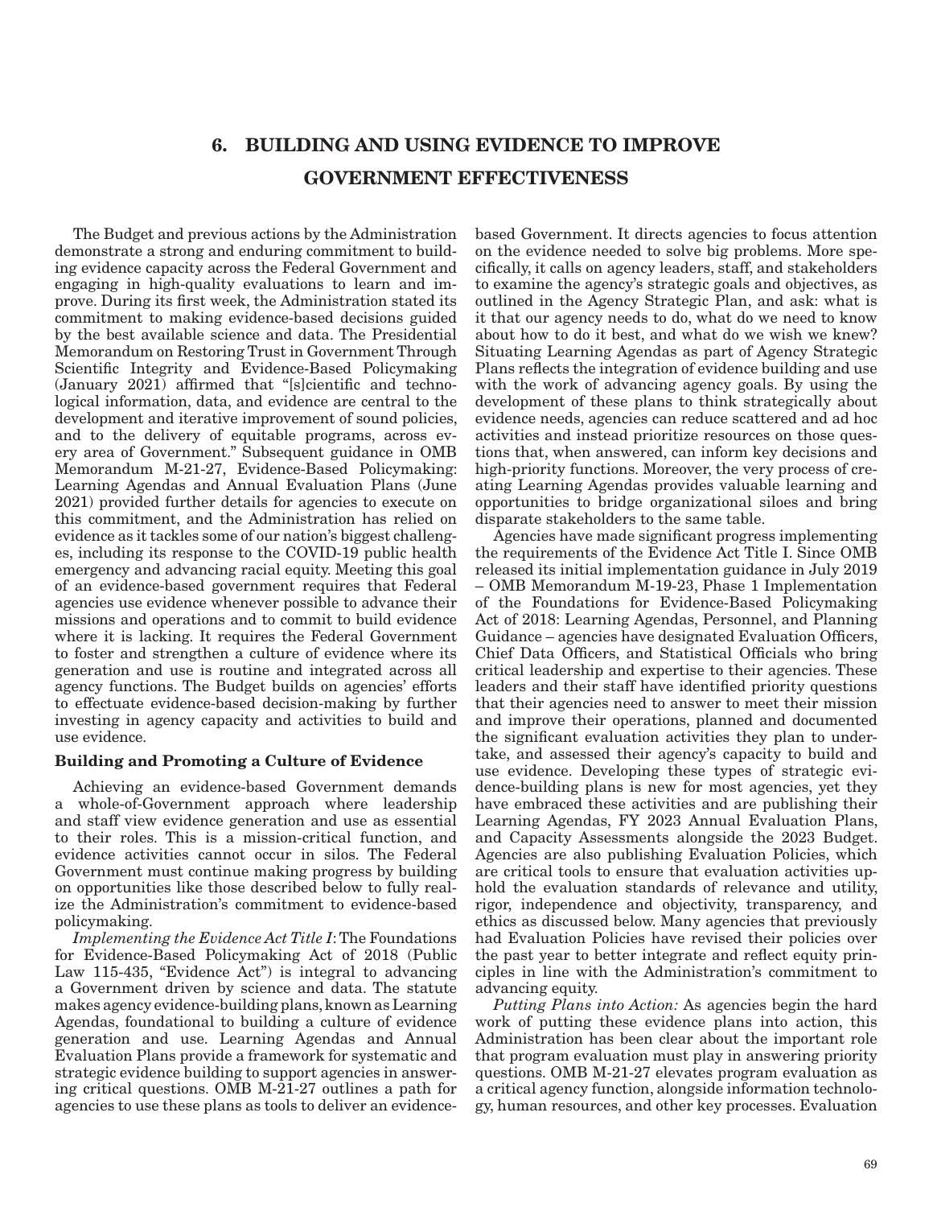# 6. BUILDING AND USING EVIDENCE TO IMPROVE GOVERNMENT EFFECTIVENESS

The Budget and previous actions by the Administration demonstrate a strong and enduring commitment to building evidence capacity across the Federal Government and engaging in high-quality evaluations to learn and improve. During its first week, the Administration stated its commitment to making evidence-based decisions guided by the best available science and data. The Presidential Memorandum on Restoring Trust in Government Through Scientific Integrity and Evidence-Based Policymaking (January 2021) affirmed that "[s]cientific and technological information, data, and evidence are central to the development and iterative improvement of sound policies, and to the delivery of equitable programs, across every area of Government." Subsequent guidance in OMB Memorandum M-21-27, Evidence-Based Policymaking: Learning Agendas and Annual Evaluation Plans (June 2021) provided further details for agencies to execute on this commitment, and the Administration has relied on evidence as it tackles some of our nation's biggest challenges, including its response to the COVID-19 public health emergency and advancing racial equity. Meeting this goal of an evidence-based government requires that Federal agencies use evidence whenever possible to advance their missions and operations and to commit to build evidence where it is lacking. It requires the Federal Government to foster and strengthen a culture of evidence where its generation and use is routine and integrated across all agency functions. The Budget builds on agencies' efforts to effectuate evidence-based decision-making by further investing in agency capacity and activities to build and use evidence.

## Building and Promoting a Culture of Evidence

Achieving an evidence-based Government demands a whole-of-Government approach where leadership and staff view evidence generation and use as essential to their roles. This is a mission-critical function, and evidence activities cannot occur in silos. The Federal Government must continue making progress by building on opportunities like those described below to fully realize the Administration's commitment to evidence-based policymaking.

*Implementing the Evidence Act Title I*: The Foundations for Evidence-Based Policymaking Act of 2018 (Public Law 115-435, "Evidence Act") is integral to advancing a Government driven by science and data. The statute makes agency evidence-building plans, known as Learning Agendas, foundational to building a culture of evidence generation and use. Learning Agendas and Annual Evaluation Plans provide a framework for systematic and strategic evidence building to support agencies in answering critical questions. OMB M-21-27 outlines a path for agencies to use these plans as tools to deliver an evidence-based Government. It directs agencies to focus attention on the evidence needed to solve big problems. More specifically, it calls on agency leaders, staff, and stakeholders to examine the agency's strategic goals and objectives, as outlined in the Agency Strategic Plan, and ask: what is it that our agency needs to do, what do we need to know about how to do it best, and what do we wish we knew? Situating Learning Agendas as part of Agency Strategic Plans reflects the integration of evidence building and use with the work of advancing agency goals. By using the development of these plans to think strategically about evidence needs, agencies can reduce scattered and ad hoc activities and instead prioritize resources on those questions that, when answered, can inform key decisions and high-priority functions. Moreover, the very process of creating Learning Agendas provides valuable learning and opportunities to bridge organizational siloes and bring disparate stakeholders to the same table.

Agencies have made significant progress implementing the requirements of the Evidence Act Title I. Since OMB released its initial implementation guidance in July 2019 – OMB Memorandum M-19-23, Phase 1 Implementation of the Foundations for Evidence-Based Policymaking Act of 2018: Learning Agendas, Personnel, and Planning Guidance – agencies have designated Evaluation Officers, Chief Data Officers, and Statistical Officials who bring critical leadership and expertise to their agencies. These leaders and their staff have identified priority questions that their agencies need to answer to meet their mission and improve their operations, planned and documented the significant evaluation activities they plan to undertake, and assessed their agency's capacity to build and use evidence. Developing these types of strategic evidence-building plans is new for most agencies, yet they have embraced these activities and are publishing their Learning Agendas, FY 2023 Annual Evaluation Plans, and Capacity Assessments alongside the 2023 Budget. Agencies are also publishing Evaluation Policies, which are critical tools to ensure that evaluation activities uphold the evaluation standards of relevance and utility, rigor, independence and objectivity, transparency, and ethics as discussed below. Many agencies that previously had Evaluation Policies have revised their policies over the past year to better integrate and reflect equity principles in line with the Administration's commitment to advancing equity.

*Putting Plans into Action:* As agencies begin the hard work of putting these evidence plans into action, this Administration has been clear about the important role that program evaluation must play in answering priority questions. OMB M-21-27 elevates program evaluation as a critical agency function, alongside information technology, human resources, and other key processes. Evaluation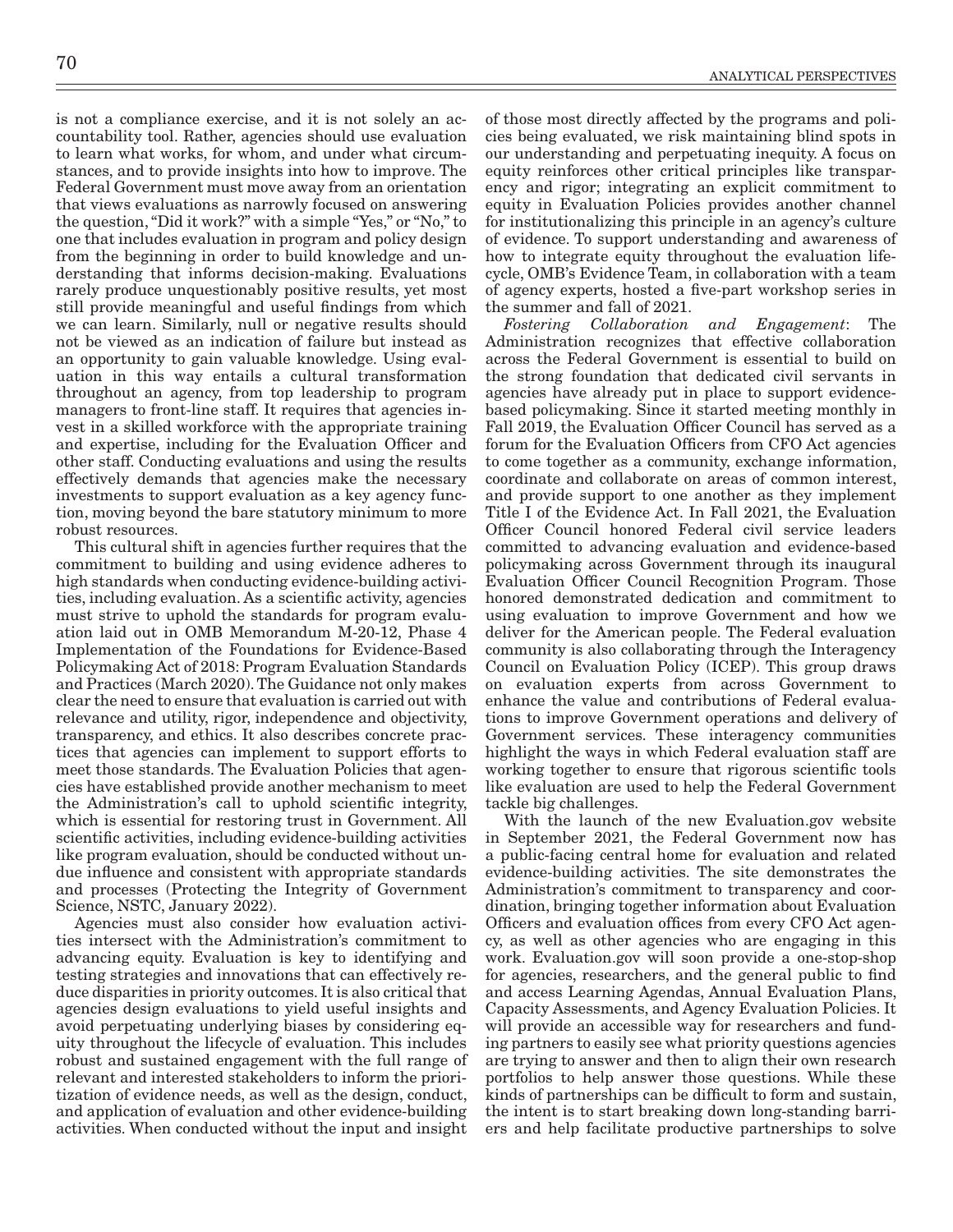is not a compliance exercise, and it is not solely an accountability tool. Rather, agencies should use evaluation to learn what works, for whom, and under what circumstances, and to provide insights into how to improve. The Federal Government must move away from an orientation that views evaluations as narrowly focused on answering the question, "Did it work?" with a simple "Yes," or "No," to one that includes evaluation in program and policy design from the beginning in order to build knowledge and understanding that informs decision-making. Evaluations rarely produce unquestionably positive results, yet most still provide meaningful and useful findings from which we can learn. Similarly, null or negative results should not be viewed as an indication of failure but instead as an opportunity to gain valuable knowledge. Using evaluation in this way entails a cultural transformation throughout an agency, from top leadership to program managers to front-line staff. It requires that agencies invest in a skilled workforce with the appropriate training and expertise, including for the Evaluation Officer and other staff. Conducting evaluations and using the results effectively demands that agencies make the necessary investments to support evaluation as a key agency function, moving beyond the bare statutory minimum to more robust resources.

This cultural shift in agencies further requires that the commitment to building and using evidence adheres to high standards when conducting evidence-building activities, including evaluation. As a scientific activity, agencies must strive to uphold the standards for program evaluation laid out in OMB Memorandum M-20-12, Phase 4 Implementation of the Foundations for Evidence-Based Policymaking Act of 2018: Program Evaluation Standards and Practices (March 2020). The Guidance not only makes clear the need to ensure that evaluation is carried out with relevance and utility, rigor, independence and objectivity, transparency, and ethics. It also describes concrete practices that agencies can implement to support efforts to meet those standards. The Evaluation Policies that agencies have established provide another mechanism to meet the Administration's call to uphold scientific integrity, which is essential for restoring trust in Government. All scientific activities, including evidence-building activities like program evaluation, should be conducted without undue influence and consistent with appropriate standards and processes (Protecting the Integrity of Government Science, NSTC, January 2022).

Agencies must also consider how evaluation activities intersect with the Administration's commitment to advancing equity. Evaluation is key to identifying and testing strategies and innovations that can effectively reduce disparities in priority outcomes. It is also critical that agencies design evaluations to yield useful insights and avoid perpetuating underlying biases by considering equity throughout the lifecycle of evaluation. This includes robust and sustained engagement with the full range of relevant and interested stakeholders to inform the prioritization of evidence needs, as well as the design, conduct, and application of evaluation and other evidence-building activities. When conducted without the input and insight of those most directly affected by the programs and policies being evaluated, we risk maintaining blind spots in our understanding and perpetuating inequity. A focus on equity reinforces other critical principles like transparency and rigor; integrating an explicit commitment to equity in Evaluation Policies provides another channel for institutionalizing this principle in an agency's culture of evidence. To support understanding and awareness of how to integrate equity throughout the evaluation lifecycle, OMB's Evidence Team, in collaboration with a team of agency experts, hosted a five-part workshop series in the summer and fall of 2021.

*Fostering Collaboration and Engagement*: The Administration recognizes that effective collaboration across the Federal Government is essential to build on the strong foundation that dedicated civil servants in agencies have already put in place to support evidence-based policymaking. Since it started meeting monthly in Fall 2019, the Evaluation Officer Council has served as a forum for the Evaluation Officers from CFO Act agencies to come together as a community, exchange information, coordinate and collaborate on areas of common interest, and provide support to one another as they implement Title I of the Evidence Act. In Fall 2021, the Evaluation Officer Council honored Federal civil service leaders committed to advancing evaluation and evidence-based policymaking across Government through its inaugural Evaluation Officer Council Recognition Program. Those honored demonstrated dedication and commitment to using evaluation to improve Government and how we deliver for the American people. The Federal evaluation community is also collaborating through the Interagency Council on Evaluation Policy (ICEP). This group draws on evaluation experts from across Government to enhance the value and contributions of Federal evaluations to improve Government operations and delivery of Government services. These interagency communities highlight the ways in which Federal evaluation staff are working together to ensure that rigorous scientific tools like evaluation are used to help the Federal Government tackle big challenges.

With the launch of the new Evaluation.gov website in September 2021, the Federal Government now has a public-facing central home for evaluation and related evidence-building activities. The site demonstrates the Administration's commitment to transparency and coordination, bringing together information about Evaluation Officers and evaluation offices from every CFO Act agency, as well as other agencies who are engaging in this work. Evaluation.gov will soon provide a one-stop-shop for agencies, researchers, and the general public to find and access Learning Agendas, Annual Evaluation Plans, Capacity Assessments, and Agency Evaluation Policies. It will provide an accessible way for researchers and funding partners to easily see what priority questions agencies are trying to answer and then to align their own research portfolios to help answer those questions. While these kinds of partnerships can be difficult to form and sustain, the intent is to start breaking down long-standing barriers and help facilitate productive partnerships to solve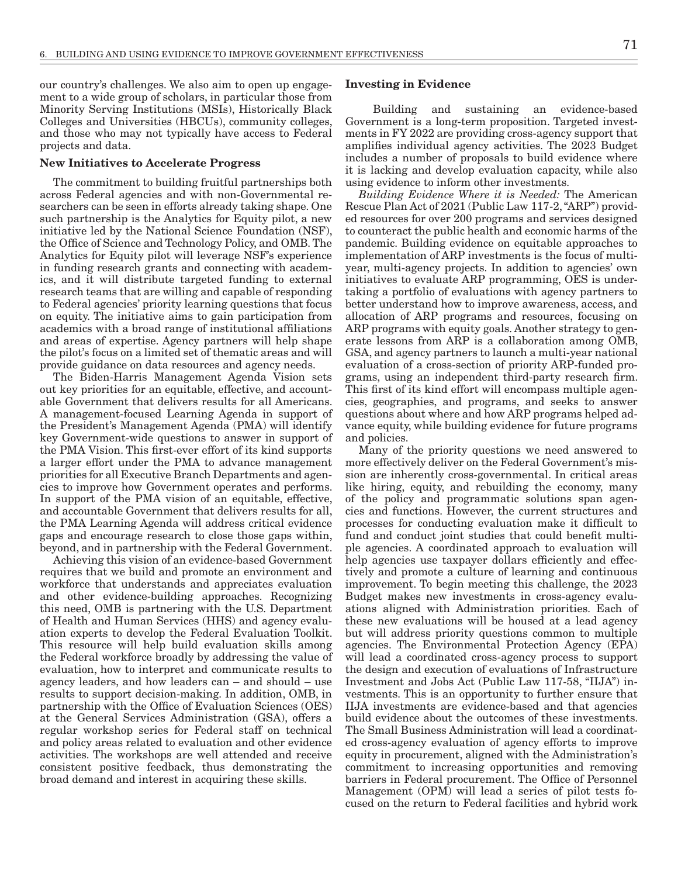our country's challenges. We also aim to open up engagement to a wide group of scholars, in particular those from Minority Serving Institutions (MSIs), Historically Black Colleges and Universities (HBCUs), community colleges, and those who may not typically have access to Federal projects and data.

### New Initiatives to Accelerate Progress

The commitment to building fruitful partnerships both across Federal agencies and with non-Governmental researchers can be seen in efforts already taking shape. One such partnership is the Analytics for Equity pilot, a new initiative led by the National Science Foundation (NSF), the Office of Science and Technology Policy, and OMB. The Analytics for Equity pilot will leverage NSF's experience in funding research grants and connecting with academics, and it will distribute targeted funding to external research teams that are willing and capable of responding to Federal agencies' priority learning questions that focus on equity. The initiative aims to gain participation from academics with a broad range of institutional affiliations and areas of expertise. Agency partners will help shape the pilot's focus on a limited set of thematic areas and will provide guidance on data resources and agency needs.

The Biden-Harris Management Agenda Vision sets out key priorities for an equitable, effective, and accountable Government that delivers results for all Americans. A management-focused Learning Agenda in support of the President's Management Agenda (PMA) will identify key Government-wide questions to answer in support of the PMA Vision. This first-ever effort of its kind supports a larger effort under the PMA to advance management priorities for all Executive Branch Departments and agencies to improve how Government operates and performs. In support of the PMA vision of an equitable, effective, and accountable Government that delivers results for all, the PMA Learning Agenda will address critical evidence gaps and encourage research to close those gaps within, beyond, and in partnership with the Federal Government.

Achieving this vision of an evidence-based Government requires that we build and promote an environment and workforce that understands and appreciates evaluation and other evidence-building approaches. Recognizing this need, OMB is partnering with the U.S. Department of Health and Human Services (HHS) and agency evaluation experts to develop the Federal Evaluation Toolkit. This resource will help build evaluation skills among the Federal workforce broadly by addressing the value of evaluation, how to interpret and communicate results to agency leaders, and how leaders can – and should – use results to support decision-making. In addition, OMB, in partnership with the Office of Evaluation Sciences (OES) at the General Services Administration (GSA), offers a regular workshop series for Federal staff on technical and policy areas related to evaluation and other evidence activities. The workshops are well attended and receive consistent positive feedback, thus demonstrating the broad demand and interest in acquiring these skills.

### Investing in Evidence

Building and sustaining an evidence-based Government is a long-term proposition. Targeted investments in FY 2022 are providing cross-agency support that amplifies individual agency activities. The 2023 Budget includes a number of proposals to build evidence where it is lacking and develop evaluation capacity, while also using evidence to inform other investments.

*Building Evidence Where it is Needed:* The American Rescue Plan Act of 2021 (Public Law 117-2, "ARP") provided resources for over 200 programs and services designed to counteract the public health and economic harms of the pandemic. Building evidence on equitable approaches to implementation of ARP investments is the focus of multi-year, multi-agency projects. In addition to agencies' own initiatives to evaluate ARP programming, OES is undertaking a portfolio of evaluations with agency partners to better understand how to improve awareness, access, and allocation of ARP programs and resources, focusing on ARP programs with equity goals. Another strategy to generate lessons from ARP is a collaboration among OMB, GSA, and agency partners to launch a multi-year national evaluation of a cross-section of priority ARP-funded programs, using an independent third-party research firm. This first of its kind effort will encompass multiple agencies, geographies, and programs, and seeks to answer questions about where and how ARP programs helped advance equity, while building evidence for future programs and policies.

Many of the priority questions we need answered to more effectively deliver on the Federal Government's mission are inherently cross-governmental. In critical areas like hiring, equity, and rebuilding the economy, many of the policy and programmatic solutions span agencies and functions. However, the current structures and processes for conducting evaluation make it difficult to fund and conduct joint studies that could benefit multiple agencies. A coordinated approach to evaluation will help agencies use taxpayer dollars efficiently and effectively and promote a culture of learning and continuous improvement. To begin meeting this challenge, the 2023 Budget makes new investments in cross-agency evaluations aligned with Administration priorities. Each of these new evaluations will be housed at a lead agency but will address priority questions common to multiple agencies. The Environmental Protection Agency (EPA) will lead a coordinated cross-agency process to support the design and execution of evaluations of Infrastructure Investment and Jobs Act (Public Law 117-58, "IIJA") investments. This is an opportunity to further ensure that IIJA investments are evidence-based and that agencies build evidence about the outcomes of these investments. The Small Business Administration will lead a coordinated cross-agency evaluation of agency efforts to improve equity in procurement, aligned with the Administration's commitment to increasing opportunities and removing barriers in Federal procurement. The Office of Personnel Management (OPM) will lead a series of pilot tests focused on the return to Federal facilities and hybrid work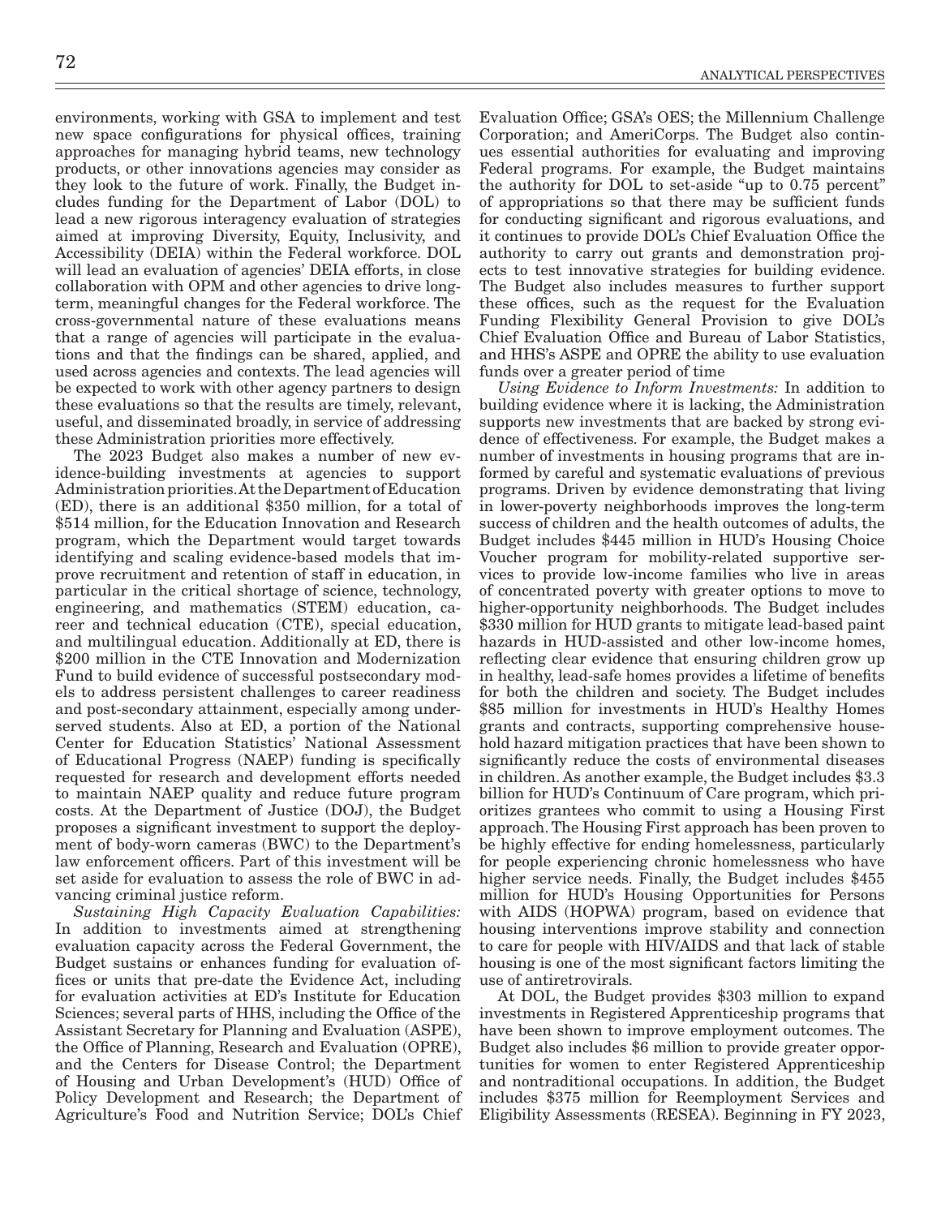environments, working with GSA to implement and test new space configurations for physical offices, training approaches for managing hybrid teams, new technology products, or other innovations agencies may consider as they look to the future of work. Finally, the Budget includes funding for the Department of Labor (DOL) to lead a new rigorous interagency evaluation of strategies aimed at improving Diversity, Equity, Inclusivity, and Accessibility (DEIA) within the Federal workforce. DOL will lead an evaluation of agencies' DEIA efforts, in close collaboration with OPM and other agencies to drive long-term, meaningful changes for the Federal workforce. The cross-governmental nature of these evaluations means that a range of agencies will participate in the evaluations and that the findings can be shared, applied, and used across agencies and contexts. The lead agencies will be expected to work with other agency partners to design these evaluations so that the results are timely, relevant, useful, and disseminated broadly, in service of addressing these Administration priorities more effectively.

The 2023 Budget also makes a number of new evidence-building investments at agencies to support Administration priorities. At the Department of Education (ED), there is an additional $350 million, for a total of $514 million, for the Education Innovation and Research program, which the Department would target towards identifying and scaling evidence-based models that improve recruitment and retention of staff in education, in particular in the critical shortage of science, technology, engineering, and mathematics (STEM) education, career and technical education (CTE), special education, and multilingual education. Additionally at ED, there is $200 million in the CTE Innovation and Modernization Fund to build evidence of successful postsecondary models to address persistent challenges to career readiness and post-secondary attainment, especially among underserved students. Also at ED, a portion of the National Center for Education Statistics' National Assessment of Educational Progress (NAEP) funding is specifically requested for research and development efforts needed to maintain NAEP quality and reduce future program costs. At the Department of Justice (DOJ), the Budget proposes a significant investment to support the deployment of body-worn cameras (BWC) to the Department's law enforcement officers. Part of this investment will be set aside for evaluation to assess the role of BWC in advancing criminal justice reform.

*Sustaining High Capacity Evaluation Capabilities:* In addition to investments aimed at strengthening evaluation capacity across the Federal Government, the Budget sustains or enhances funding for evaluation offices or units that pre-date the Evidence Act, including for evaluation activities at ED's Institute for Education Sciences; several parts of HHS, including the Office of the Assistant Secretary for Planning and Evaluation (ASPE), the Office of Planning, Research and Evaluation (OPRE), and the Centers for Disease Control; the Department of Housing and Urban Development's (HUD) Office of Policy Development and Research; the Department of Agriculture's Food and Nutrition Service; DOL's Chief Evaluation Office; GSA's OES; the Millennium Challenge Corporation; and AmeriCorps. The Budget also continues essential authorities for evaluating and improving Federal programs. For example, the Budget maintains the authority for DOL to set-aside "up to 0.75 percent" of appropriations so that there may be sufficient funds for conducting significant and rigorous evaluations, and it continues to provide DOL's Chief Evaluation Office the authority to carry out grants and demonstration projects to test innovative strategies for building evidence. The Budget also includes measures to further support these offices, such as the request for the Evaluation Funding Flexibility General Provision to give DOL's Chief Evaluation Office and Bureau of Labor Statistics, and HHS's ASPE and OPRE the ability to use evaluation funds over a greater period of time

*Using Evidence to Inform Investments:* In addition to building evidence where it is lacking, the Administration supports new investments that are backed by strong evidence of effectiveness. For example, the Budget makes a number of investments in housing programs that are informed by careful and systematic evaluations of previous programs. Driven by evidence demonstrating that living in lower-poverty neighborhoods improves the long-term success of children and the health outcomes of adults, the Budget includes $445 million in HUD's Housing Choice Voucher program for mobility-related supportive services to provide low-income families who live in areas of concentrated poverty with greater options to move to higher-opportunity neighborhoods. The Budget includes $330 million for HUD grants to mitigate lead-based paint hazards in HUD-assisted and other low-income homes, reflecting clear evidence that ensuring children grow up in healthy, lead-safe homes provides a lifetime of benefits for both the children and society. The Budget includes $85 million for investments in HUD's Healthy Homes grants and contracts, supporting comprehensive household hazard mitigation practices that have been shown to significantly reduce the costs of environmental diseases in children. As another example, the Budget includes $3.3 billion for HUD's Continuum of Care program, which prioritizes grantees who commit to using a Housing First approach. The Housing First approach has been proven to be highly effective for ending homelessness, particularly for people experiencing chronic homelessness who have higher service needs. Finally, the Budget includes $455 million for HUD's Housing Opportunities for Persons with AIDS (HOPWA) program, based on evidence that housing interventions improve stability and connection to care for people with HIV/AIDS and that lack of stable housing is one of the most significant factors limiting the use of antiretrovirals.

At DOL, the Budget provides $303 million to expand investments in Registered Apprenticeship programs that have been shown to improve employment outcomes. The Budget also includes $6 million to provide greater opportunities for women to enter Registered Apprenticeship and nontraditional occupations. In addition, the Budget includes $375 million for Reemployment Services and Eligibility Assessments (RESEA). Beginning in FY 2023,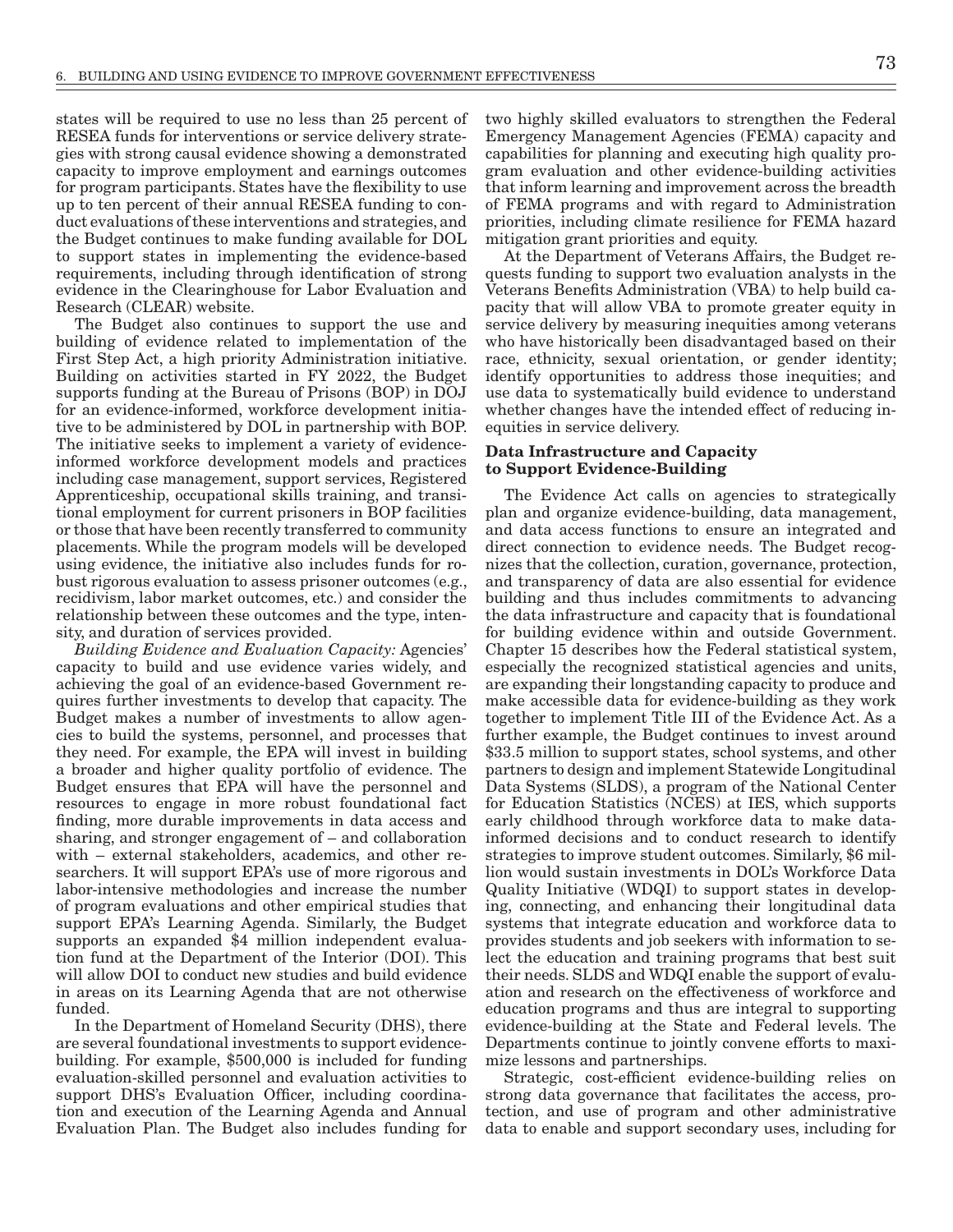states will be required to use no less than 25 percent of RESEA funds for interventions or service delivery strategies with strong causal evidence showing a demonstrated capacity to improve employment and earnings outcomes for program participants. States have the flexibility to use up to ten percent of their annual RESEA funding to conduct evaluations of these interventions and strategies, and the Budget continues to make funding available for DOL to support states in implementing the evidence-based requirements, including through identification of strong evidence in the Clearinghouse for Labor Evaluation and Research (CLEAR) website.

The Budget also continues to support the use and building of evidence related to implementation of the First Step Act, a high priority Administration initiative. Building on activities started in FY 2022, the Budget supports funding at the Bureau of Prisons (BOP) in DOJ for an evidence-informed, workforce development initiative to be administered by DOL in partnership with BOP. The initiative seeks to implement a variety of evidence-informed workforce development models and practices including case management, support services, Registered Apprenticeship, occupational skills training, and transitional employment for current prisoners in BOP facilities or those that have been recently transferred to community placements. While the program models will be developed using evidence, the initiative also includes funds for robust rigorous evaluation to assess prisoner outcomes (e.g., recidivism, labor market outcomes, etc.) and consider the relationship between these outcomes and the type, intensity, and duration of services provided.

*Building Evidence and Evaluation Capacity:* Agencies' capacity to build and use evidence varies widely, and achieving the goal of an evidence-based Government requires further investments to develop that capacity. The Budget makes a number of investments to allow agencies to build the systems, personnel, and processes that they need. For example, the EPA will invest in building a broader and higher quality portfolio of evidence. The Budget ensures that EPA will have the personnel and resources to engage in more robust foundational fact finding, more durable improvements in data access and sharing, and stronger engagement of – and collaboration with – external stakeholders, academics, and other researchers. It will support EPA's use of more rigorous and labor-intensive methodologies and increase the number of program evaluations and other empirical studies that support EPA's Learning Agenda. Similarly, the Budget supports an expanded $4 million independent evaluation fund at the Department of the Interior (DOI). This will allow DOI to conduct new studies and build evidence in areas on its Learning Agenda that are not otherwise funded.

In the Department of Homeland Security (DHS), there are several foundational investments to support evidence-building. For example, $500,000 is included for funding evaluation-skilled personnel and evaluation activities to support DHS's Evaluation Officer, including coordination and execution of the Learning Agenda and Annual Evaluation Plan. The Budget also includes funding for two highly skilled evaluators to strengthen the Federal Emergency Management Agencies (FEMA) capacity and capabilities for planning and executing high quality program evaluation and other evidence-building activities that inform learning and improvement across the breadth of FEMA programs and with regard to Administration priorities, including climate resilience for FEMA hazard mitigation grant priorities and equity.

At the Department of Veterans Affairs, the Budget requests funding to support two evaluation analysts in the Veterans Benefits Administration (VBA) to help build capacity that will allow VBA to promote greater equity in service delivery by measuring inequities among veterans who have historically been disadvantaged based on their race, ethnicity, sexual orientation, or gender identity; identify opportunities to address those inequities; and use data to systematically build evidence to understand whether changes have the intended effect of reducing inequities in service delivery.

### Data Infrastructure and Capacity to Support Evidence-Building

The Evidence Act calls on agencies to strategically plan and organize evidence-building, data management, and data access functions to ensure an integrated and direct connection to evidence needs. The Budget recognizes that the collection, curation, governance, protection, and transparency of data are also essential for evidence building and thus includes commitments to advancing the data infrastructure and capacity that is foundational for building evidence within and outside Government. Chapter 15 describes how the Federal statistical system, especially the recognized statistical agencies and units, are expanding their longstanding capacity to produce and make accessible data for evidence-building as they work together to implement Title III of the Evidence Act. As a further example, the Budget continues to invest around $33.5 million to support states, school systems, and other partners to design and implement Statewide Longitudinal Data Systems (SLDS), a program of the National Center for Education Statistics (NCES) at IES, which supports early childhood through workforce data to make data-informed decisions and to conduct research to identify strategies to improve student outcomes. Similarly, $6 million would sustain investments in DOL's Workforce Data Quality Initiative (WDQI) to support states in developing, connecting, and enhancing their longitudinal data systems that integrate education and workforce data to provides students and job seekers with information to select the education and training programs that best suit their needs. SLDS and WDQI enable the support of evaluation and research on the effectiveness of workforce and education programs and thus are integral to supporting evidence-building at the State and Federal levels. The Departments continue to jointly convene efforts to maximize lessons and partnerships.

Strategic, cost-efficient evidence-building relies on strong data governance that facilitates the access, protection, and use of program and other administrative data to enable and support secondary uses, including for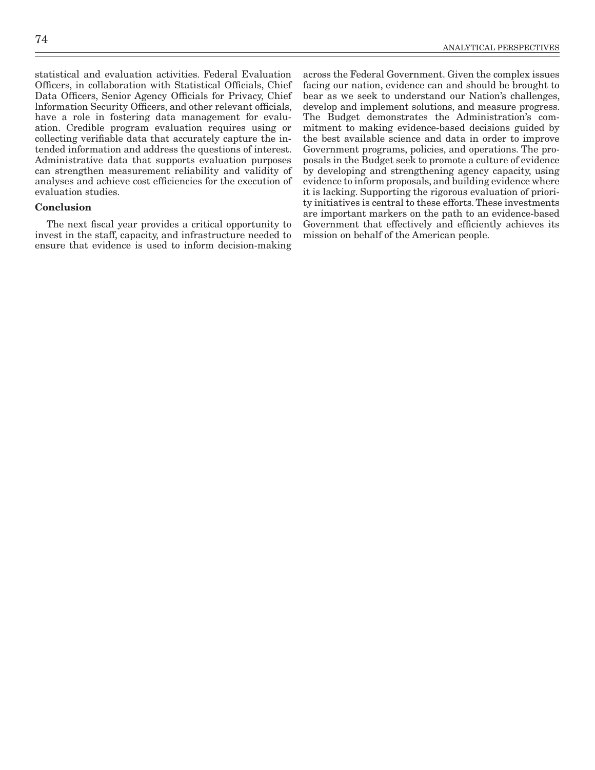statistical and evaluation activities. Federal Evaluation Officers, in collaboration with Statistical Officials, Chief Data Officers, Senior Agency Officials for Privacy, Chief lnformation Security Officers, and other relevant officials, have a role in fostering data management for evaluation. Credible program evaluation requires using or collecting verifiable data that accurately capture the intended information and address the questions of interest. Administrative data that supports evaluation purposes can strengthen measurement reliability and validity of analyses and achieve cost efficiencies for the execution of evaluation studies.

### Conclusion

The next fiscal year provides a critical opportunity to invest in the staff, capacity, and infrastructure needed to ensure that evidence is used to inform decision-making across the Federal Government. Given the complex issues facing our nation, evidence can and should be brought to bear as we seek to understand our Nation's challenges, develop and implement solutions, and measure progress. The Budget demonstrates the Administration's commitment to making evidence-based decisions guided by the best available science and data in order to improve Government programs, policies, and operations. The proposals in the Budget seek to promote a culture of evidence by developing and strengthening agency capacity, using evidence to inform proposals, and building evidence where it is lacking. Supporting the rigorous evaluation of priority initiatives is central to these efforts. These investments are important markers on the path to an evidence-based Government that effectively and efficiently achieves its mission on behalf of the American people.